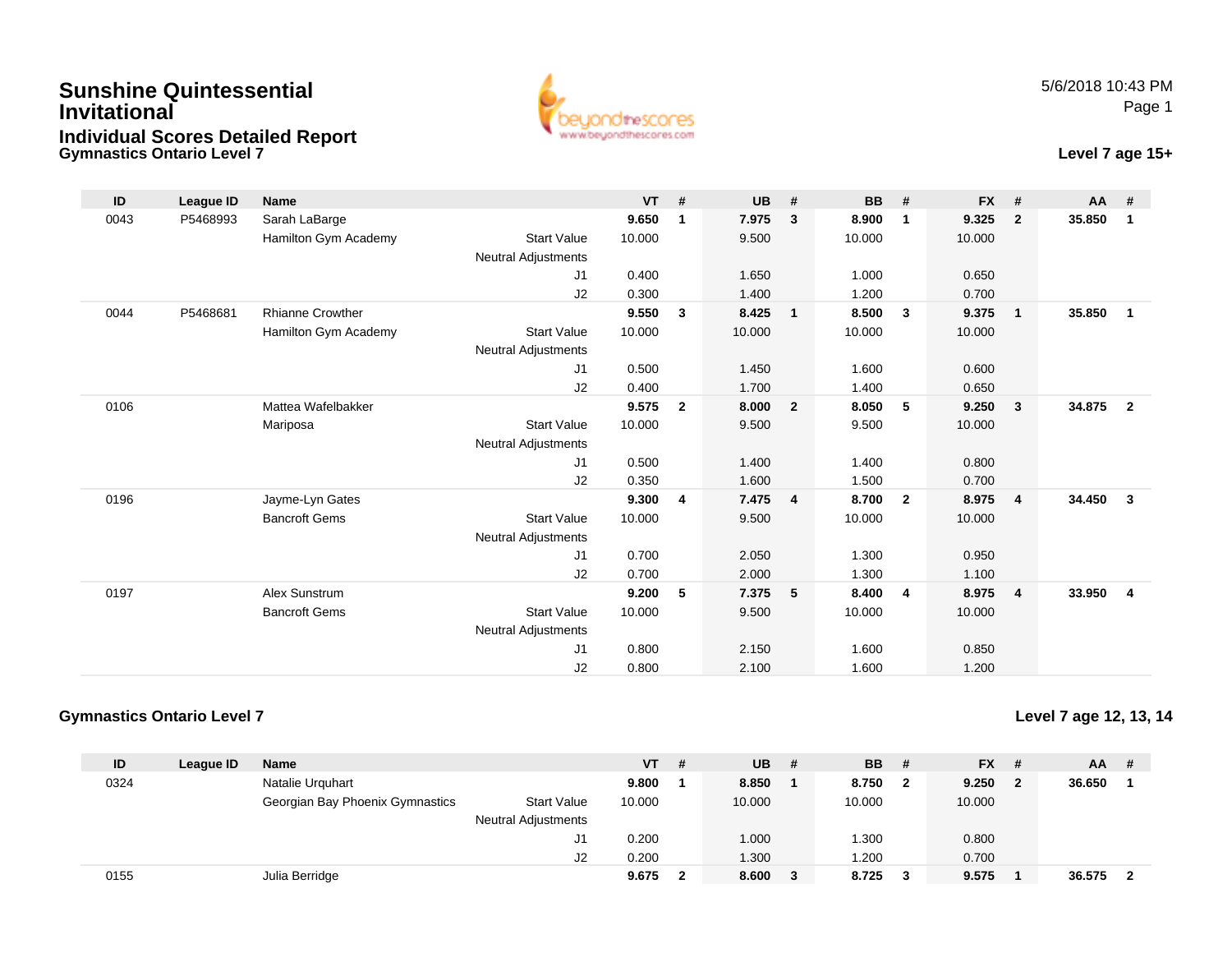# Sunshine Quintessential Invitational

## Individual Scores Detailed Report

### Gymnastics Ontario Level 7

5/6/2018 10:43 PM

**Level 7 age 15+**

| ID | League ID | Name | | VT | # | UB | # | BB | # | FX | # | AA | # |
|---|---|---|---|---|---|---|---|---|---|---|---|---|---|
| 0043 | P5468993 | Sarah LaBarge | | **9.650** | **1** | **7.975** | **3** | **8.900** | **1** | **9.325** | **2** | **35.850** | **1** |
| | | Hamilton Gym Academy | Start Value | 10.000 | | 9.500 | | 10.000 | | 10.000 | | | |
| | | | Neutral Adjustments | | | | | | | | | | |
| | | | J1 | 0.400 | | 1.650 | | 1.000 | | 0.650 | | | |
| | | | J2 | 0.300 | | 1.400 | | 1.200 | | 0.700 | | | |
| 0044 | P5468681 | Rhianne Crowther | | **9.550** | **3** | **8.425** | **1** | **8.500** | **3** | **9.375** | **1** | **35.850** | **1** |
| | | Hamilton Gym Academy | Start Value | 10.000 | | 10.000 | | 10.000 | | 10.000 | | | |
| | | | Neutral Adjustments | | | | | | | | | | |
| | | | J1 | 0.500 | | 1.450 | | 1.600 | | 0.600 | | | |
| | | | J2 | 0.400 | | 1.700 | | 1.400 | | 0.650 | | | |
| 0106 | | Mattea Wafelbakker | | **9.575** | **2** | **8.000** | **2** | **8.050** | **5** | **9.250** | **3** | **34.875** | **2** |
| | | Mariposa | Start Value | 10.000 | | 9.500 | | 9.500 | | 10.000 | | | |
| | | | Neutral Adjustments | | | | | | | | | | |
| | | | J1 | 0.500 | | 1.400 | | 1.400 | | 0.800 | | | |
| | | | J2 | 0.350 | | 1.600 | | 1.500 | | 0.700 | | | |
| 0196 | | Jayme-Lyn Gates | | **9.300** | **4** | **7.475** | **4** | **8.700** | **2** | **8.975** | **4** | **34.450** | **3** |
| | | Bancroft Gems | Start Value | 10.000 | | 9.500 | | 10.000 | | 10.000 | | | |
| | | | Neutral Adjustments | | | | | | | | | | |
| | | | J1 | 0.700 | | 2.050 | | 1.300 | | 0.950 | | | |
| | | | J2 | 0.700 | | 2.000 | | 1.300 | | 1.100 | | | |
| 0197 | | Alex Sunstrum | | **9.200** | **5** | **7.375** | **5** | **8.400** | **4** | **8.975** | **4** | **33.950** | **4** |
| | | Bancroft Gems | Start Value | 10.000 | | 9.500 | | 10.000 | | 10.000 | | | |
| | | | Neutral Adjustments | | | | | | | | | | |
| | | | J1 | 0.800 | | 2.150 | | 1.600 | | 0.850 | | | |
| | | | J2 | 0.800 | | 2.100 | | 1.600 | | 1.200 | | | |

### Gymnastics Ontario Level 7

**Level 7 age 12, 13, 14**

| ID | League ID | Name | | VT | # | UB | # | BB | # | FX | # | AA | # |
|---|---|---|---|---|---|---|---|---|---|---|---|---|---|
| 0324 | | Natalie Urquhart | | **9.800** | **1** | **8.850** | **1** | **8.750** | **2** | **9.250** | **2** | **36.650** | **1** |
| | | Georgian Bay Phoenix Gymnastics | Start Value | 10.000 | | 10.000 | | 10.000 | | 10.000 | | | |
| | | | Neutral Adjustments | | | | | | | | | | |
| | | | J1 | 0.200 | | 1.000 | | 1.300 | | 0.800 | | | |
| | | | J2 | 0.200 | | 1.300 | | 1.200 | | 0.700 | | | |
| 0155 | | Julia Berridge | | **9.675** | **2** | **8.600** | **3** | **8.725** | **3** | **9.575** | **1** | **36.575** | **2** |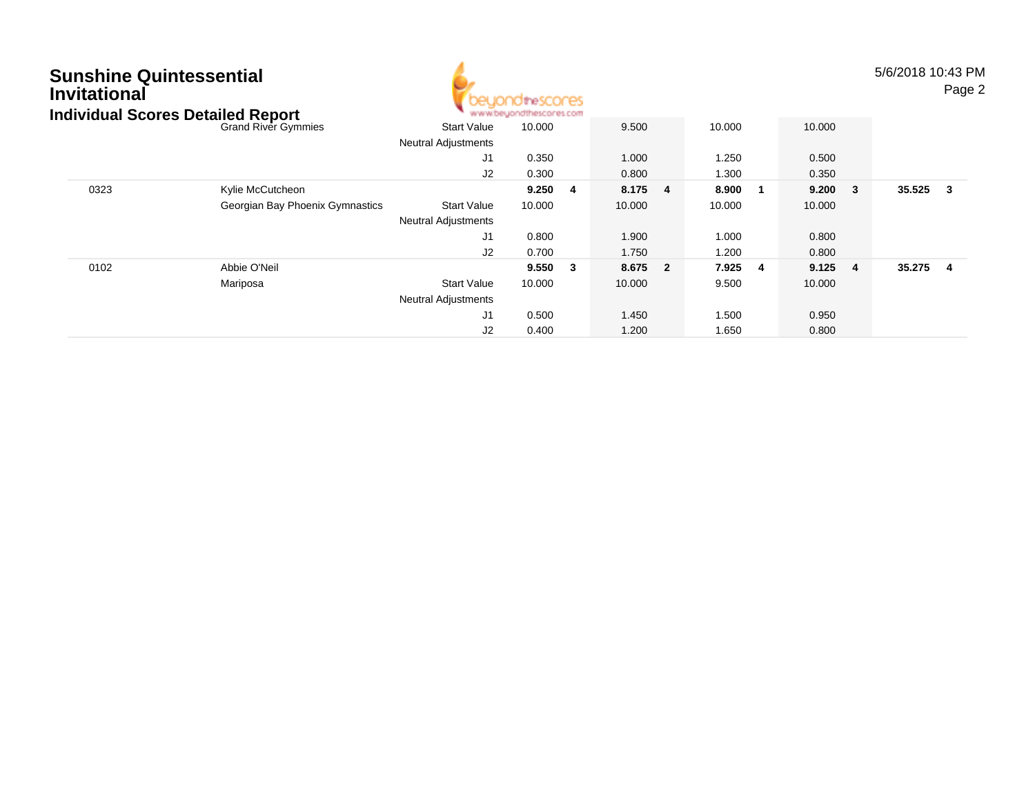# Sunshine Quintessential Invitational

## Individual Scores Detailed Report

| | | | | | | | | | | | | |
|---|---|---|---|---|---|---|---|---|---|---|---|---|
| | Grand River Gymmies | Start Value | 10.000 | | 9.500 | | 10.000 | | 10.000 | | | |
| | | Neutral Adjustments | | | | | | | | | | |
| | | J1 | 0.350 | | 1.000 | | 1.250 | | 0.500 | | | |
| | | J2 | 0.300 | | 0.800 | | 1.300 | | 0.350 | | | |
| 0323 | Kylie McCutcheon | | **9.250** | **4** | **8.175** | **4** | **8.900** | **1** | **9.200** | **3** | **35.525** | **3** |
| | Georgian Bay Phoenix Gymnastics | Start Value | 10.000 | | 10.000 | | 10.000 | | 10.000 | | | |
| | | Neutral Adjustments | | | | | | | | | | |
| | | J1 | 0.800 | | 1.900 | | 1.000 | | 0.800 | | | |
| | | J2 | 0.700 | | 1.750 | | 1.200 | | 0.800 | | | |
| 0102 | Abbie O'Neil | | **9.550** | **3** | **8.675** | **2** | **7.925** | **4** | **9.125** | **4** | **35.275** | **4** |
| | Mariposa | Start Value | 10.000 | | 10.000 | | 9.500 | | 10.000 | | | |
| | | Neutral Adjustments | | | | | | | | | | |
| | | J1 | 0.500 | | 1.450 | | 1.500 | | 0.950 | | | |
| | | J2 | 0.400 | | 1.200 | | 1.650 | | 0.800 | | | |